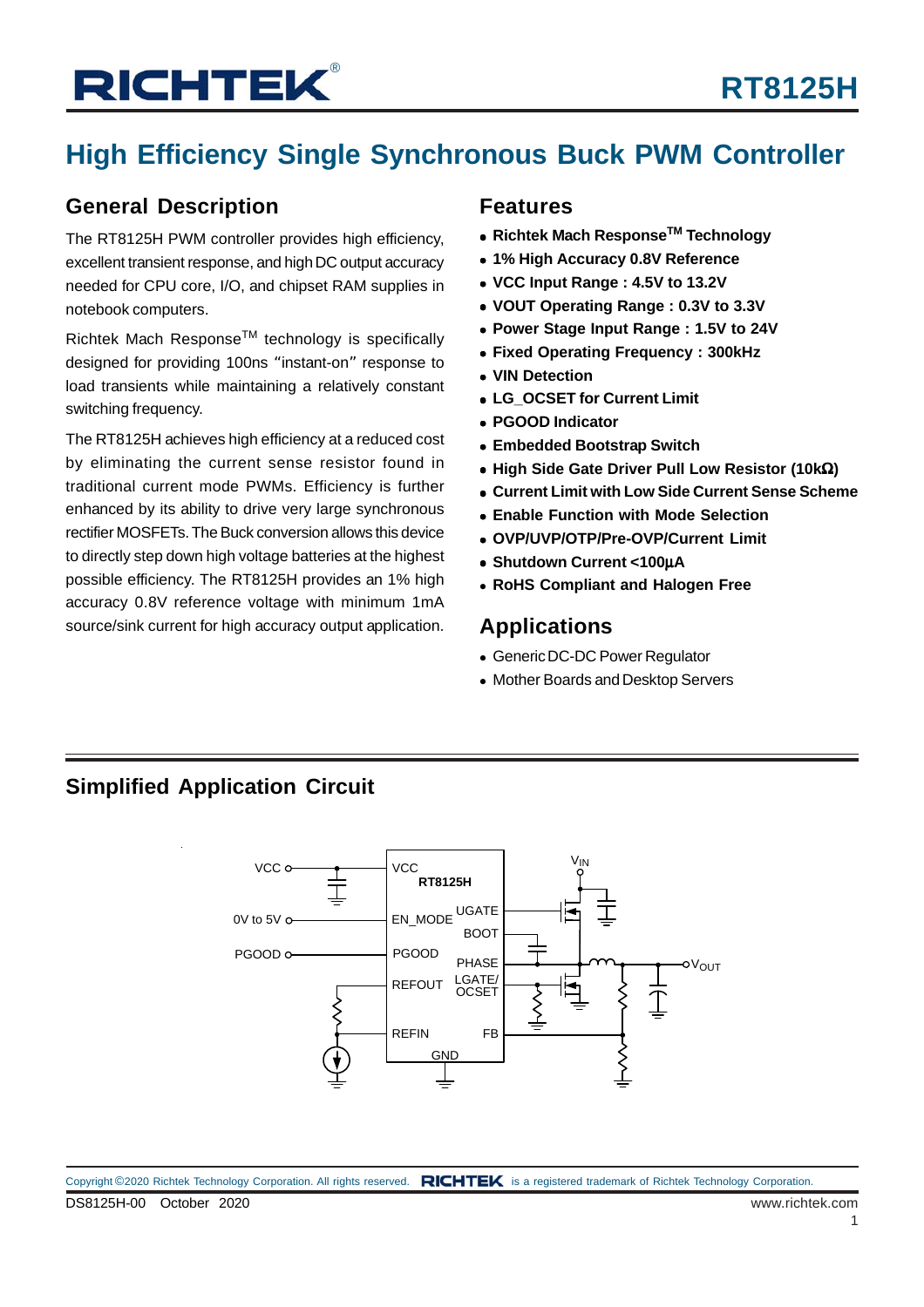# RT8125H

## High Efficiency Single Synchronous Buck PWM Controller

### General Description

The RT8125H PWM controller provides high efficiency, excellent transient response, and high DC output accuracy needed for CPU core, I/O, and chipset RAM supplies in notebook computers.

Richtek Mach Response[TM] technology is specifically designed for providing 100ns "instant-on" response to load transients while maintaining a relatively constant switching frequency.

The RT8125H achieves high efficiency at a reduced cost by eliminating the current sense resistor found in traditional current mode PWMs. Efficiency is further enhanced by its ability to drive very large synchronous rectifier MOSFETs. The Buck conversion allows this device to directly step down high voltage batteries at the highest possible efficiency. The RT8125H provides an 1% high accuracy 0.8V reference voltage with minimum 1mA source/sink current for high accuracy output application.

### Features

- **Richtek Mach Response[TM] Technology**
- **1% High Accuracy 0.8V Reference**
- **VCC Input Range : 4.5V to 13.2V**
- **VOUT Operating Range : 0.3V to 3.3V**
- **Power Stage Input Range : 1.5V to 24V**
- **Fixed Operating Frequency : 300kHz**
- **VIN Detection**
- **LG_OCSET for Current Limit**
- **PGOOD Indicator**
- **Embedded Bootstrap Switch**
- **High Side Gate Driver Pull Low Resistor (10kΩ)**
- **Current Limit with Low Side Current Sense Scheme**
- **Enable Function with Mode Selection**
- **OVP/UVP/OTP/Pre-OVP/Current Limit**
- **Shutdown Current <100μA**
- **RoHS Compliant and Halogen Free**

### Applications

- Generic DC-DC Power Regulator
- Mother Boards and Desktop Servers

### Simplified Application Circuit

VCC, 0V to 5V, PGOOD, RT8125H, VCC, EN_MODE, PGOOD, REFOUT, REFIN, GND, UGATE, BOOT, PHASE, LGATE/OCSET, FB, $V_{IN}$, $V_{OUT}$

Copyright ©2020 Richtek Technology Corporation. All rights reserved. RICHTEK is a registered trademark of Richtek Technology Corporation.

DS8125H-00 October 2020 www.richtek.com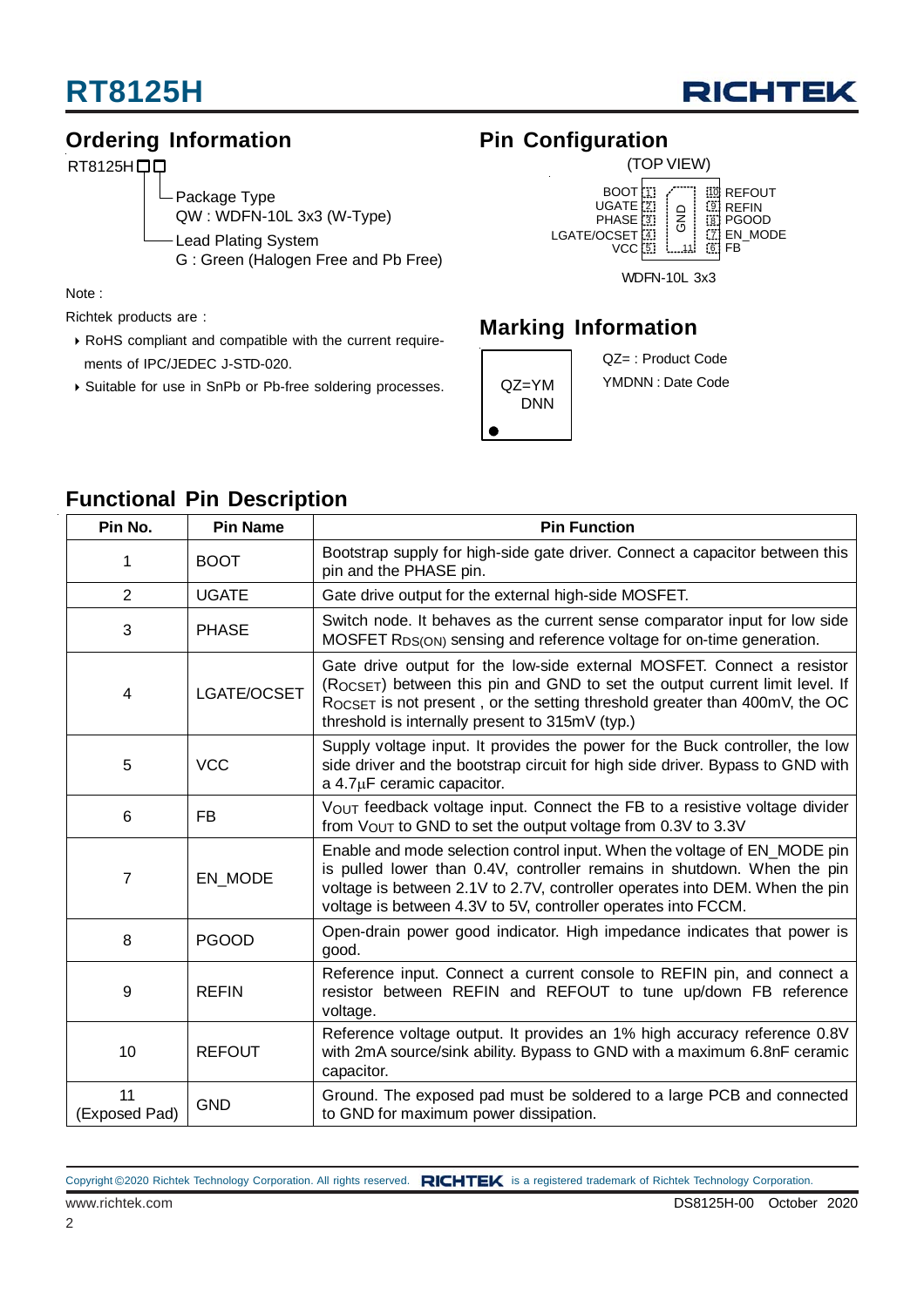## Ordering Information

RT8125H□□

- Package Type
  QW : WDFN-10L 3x3 (W-Type)
- Lead Plating System
  G : Green (Halogen Free and Pb Free)

Note :

Richtek products are :

- RoHS compliant and compatible with the current requirements of IPC/JEDEC J-STD-020.
- Suitable for use in SnPb or Pb-free soldering processes.

## Pin Configuration

(TOP VIEW)

| Pin | Name | | Pin | Name |
|---|---|---|---|---|
| 1 | BOOT | | 10 | REFOUT |
| 2 | UGATE | | 9 | REFIN |
| 3 | PHASE | GND (11) | 8 | PGOOD |
| 4 | LGATE/OCSET | | 7 | EN_MODE |
| 5 | VCC | | 6 | FB |

WDFN-10L 3x3

## Marking Information

QZ=YM
DNN

QZ= : Product Code

YMDNN : Date Code

## Functional Pin Description

| Pin No. | Pin Name | Pin Function |
|---|---|---|
| 1 | BOOT | Bootstrap supply for high-side gate driver. Connect a capacitor between this pin and the PHASE pin. |
| 2 | UGATE | Gate drive output for the external high-side MOSFET. |
| 3 | PHASE | Switch node. It behaves as the current sense comparator input for low side MOSFET $R_{DS(ON)}$ sensing and reference voltage for on-time generation. |
| 4 | LGATE/OCSET | Gate drive output for the low-side external MOSFET. Connect a resistor ($R_{OCSET}$) between this pin and GND to set the output current limit level. If $R_{OCSET}$ is not present , or the setting threshold greater than 400mV, the OC threshold is internally present to 315mV (typ.) |
| 5 | VCC | Supply voltage input. It provides the power for the Buck controller, the low side driver and the bootstrap circuit for high side driver. Bypass to GND with a 4.7μF ceramic capacitor. |
| 6 | FB | $V_{OUT}$ feedback voltage input. Connect the FB to a resistive voltage divider from $V_{OUT}$ to GND to set the output voltage from 0.3V to 3.3V |
| 7 | EN_MODE | Enable and mode selection control input. When the voltage of EN_MODE pin is pulled lower than 0.4V, controller remains in shutdown. When the pin voltage is between 2.1V to 2.7V, controller operates into DEM. When the pin voltage is between 4.3V to 5V, controller operates into FCCM. |
| 8 | PGOOD | Open-drain power good indicator. High impedance indicates that power is good. |
| 9 | REFIN | Reference input. Connect a current console to REFIN pin, and connect a resistor between REFIN and REFOUT to tune up/down FB reference voltage. |
| 10 | REFOUT | Reference voltage output. It provides an 1% high accuracy reference 0.8V with 2mA source/sink ability. Bypass to GND with a maximum 6.8nF ceramic capacitor. |
| 11 (Exposed Pad) | GND | Ground. The exposed pad must be soldered to a large PCB and connected to GND for maximum power dissipation. |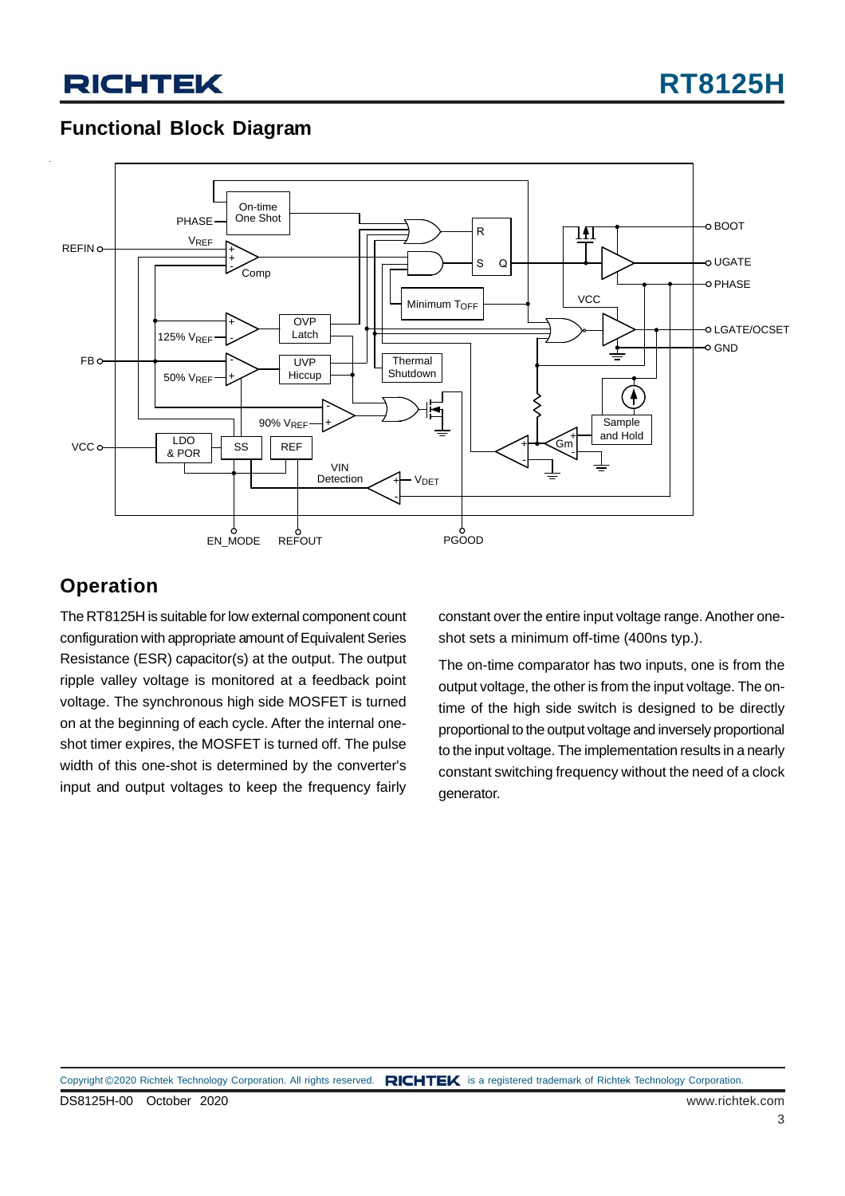## Functional Block Diagram

## Operation

The RT8125H is suitable for low external component count configuration with appropriate amount of Equivalent Series Resistance (ESR) capacitor(s) at the output. The output ripple valley voltage is monitored at a feedback point voltage. The synchronous high side MOSFET is turned on at the beginning of each cycle. After the internal one-shot timer expires, the MOSFET is turned off. The pulse width of this one-shot is determined by the converter's input and output voltages to keep the frequency fairly constant over the entire input voltage range. Another one-shot sets a minimum off-time (400ns typ.).

The on-time comparator has two inputs, one is from the output voltage, the other is from the input voltage. The on-time of the high side switch is designed to be directly proportional to the output voltage and inversely proportional to the input voltage. The implementation results in a nearly constant switching frequency without the need of a clock generator.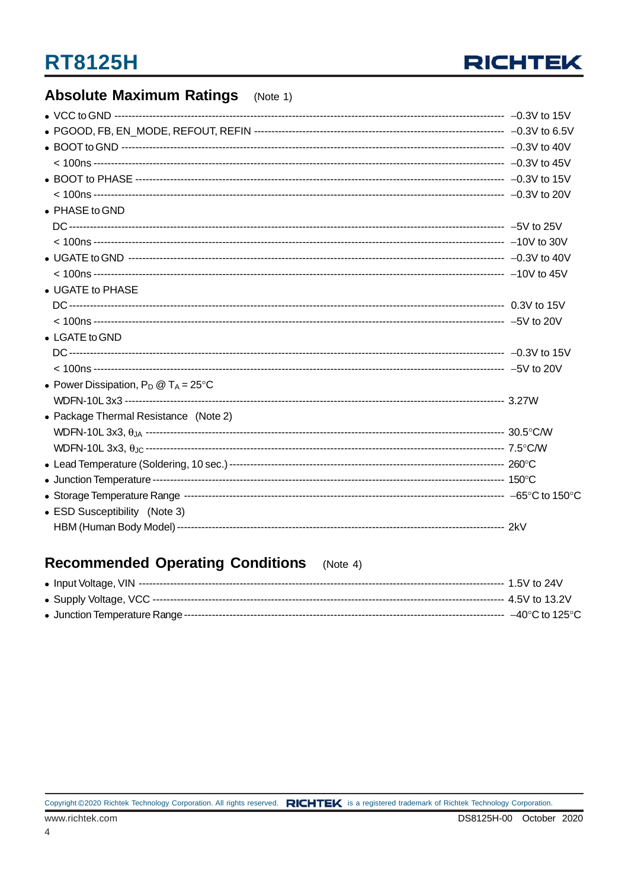## Absolute Maximum Ratings (Note 1)

- VCC to GND -------------------------------------------------------------------------------------------------- −0.3V to 15V
- PGOOD, FB, EN_MODE, REFOUT, REFIN --------------------------------------------------------- −0.3V to 6.5V
- BOOT to GND ----------------------------------------------------------------------------------------------- −0.3V to 40V
  < 100ns --------------------------------------------------------------------------------------------------- −0.3V to 45V
- BOOT to PHASE --------------------------------------------------------------------------------------------- −0.3V to 15V
  < 100ns --------------------------------------------------------------------------------------------------- −0.3V to 20V
- PHASE to GND
  DC --------------------------------------------------------------------------------------------------------- −5V to 25V
  < 100ns --------------------------------------------------------------------------------------------------- −10V to 30V
- UGATE to GND ---------------------------------------------------------------------------------------------- −0.3V to 40V
  < 100ns --------------------------------------------------------------------------------------------------- −10V to 45V
- UGATE to PHASE
  DC --------------------------------------------------------------------------------------------------------- 0.3V to 15V
  < 100ns --------------------------------------------------------------------------------------------------- −5V to 20V
- LGATE to GND
  DC --------------------------------------------------------------------------------------------------------- −0.3V to 15V
  < 100ns --------------------------------------------------------------------------------------------------- −5V to 20V
- Power Dissipation, $P_D$ @ $T_A$ = 25°C
  WDFN-10L 3x3 ------------------------------------------------------------------------------------------- 3.27W
- Package Thermal Resistance (Note 2)
  WDFN-10L 3x3, $\theta_{JA}$ -------------------------------------------------------------------------------- 30.5°C/W
  WDFN-10L 3x3, $\theta_{JC}$ -------------------------------------------------------------------------------- 7.5°C/W
- Lead Temperature (Soldering, 10 sec.) --------------------------------------------------------------- 260°C
- Junction Temperature --------------------------------------------------------------------------------------- 150°C
- Storage Temperature Range -------------------------------------------------------------------------------- −65°C to 150°C
- ESD Susceptibility (Note 3)
  HBM (Human Body Model) ---------------------------------------------------------------------------------- 2kV

## Recommended Operating Conditions (Note 4)

- Input Voltage, VIN ------------------------------------------------------------------------------------------- 1.5V to 24V
- Supply Voltage, VCC ------------------------------------------------------------------------------------------ 4.5V to 13.2V
- Junction Temperature Range -------------------------------------------------------------------------------- −40°C to 125°C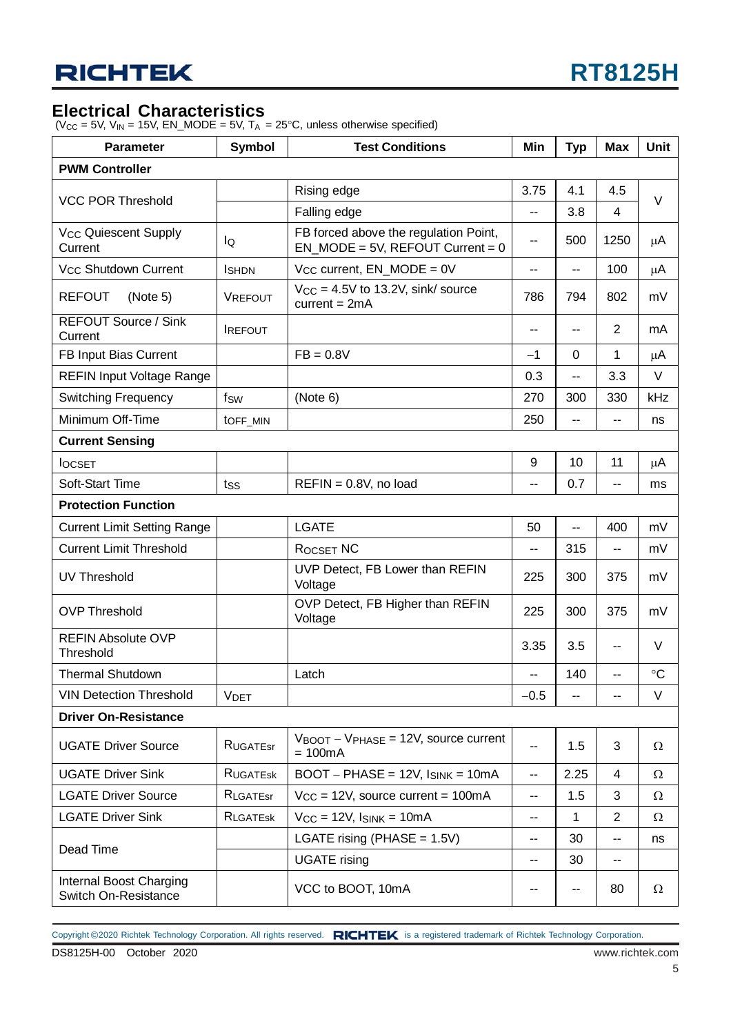## Electrical Characteristics

($V_{CC}$ = 5V, $V_{IN}$ = 15V, EN_MODE = 5V, $T_A$ = 25°C, unless otherwise specified)

| Parameter | Symbol | Test Conditions | Min | Typ | Max | Unit |
|---|---|---|---|---|---|---|
| **PWM Controller** | | | | | | |
| VCC POR Threshold | | Rising edge | 3.75 | 4.1 | 4.5 | V |
| | | Falling edge | -- | 3.8 | 4 | |
| $V_{CC}$ Quiescent Supply Current | $I_Q$ | FB forced above the regulation Point, EN_MODE = 5V, REFOUT Current = 0 | -- | 500 | 1250 | μA |
| $V_{CC}$ Shutdown Current | $I_{SHDN}$ | $V_{CC}$ current, EN_MODE = 0V | -- | -- | 100 | μA |
| REFOUT (Note 5) | $V_{REFOUT}$ | $V_{CC}$ = 4.5V to 13.2V, sink/ source current = 2mA | 786 | 794 | 802 | mV |
| REFOUT Source / Sink Current | $I_{REFOUT}$ | | -- | -- | 2 | mA |
| FB Input Bias Current | | FB = 0.8V | −1 | 0 | 1 | μA |
| REFIN Input Voltage Range | | | 0.3 | -- | 3.3 | V |
| Switching Frequency | $f_{SW}$ | (Note 6) | 270 | 300 | 330 | kHz |
| Minimum Off-Time | $t_{OFF\_MIN}$ | | 250 | -- | -- | ns |
| **Current Sensing** | | | | | | |
| $I_{OCSET}$ | | | 9 | 10 | 11 | μA |
| Soft-Start Time | $t_{SS}$ | REFIN = 0.8V, no load | -- | 0.7 | -- | ms |
| **Protection Function** | | | | | | |
| Current Limit Setting Range | | LGATE | 50 | -- | 400 | mV |
| Current Limit Threshold | | $R_{OCSET}$ NC | -- | 315 | -- | mV |
| UV Threshold | | UVP Detect, FB Lower than REFIN Voltage | 225 | 300 | 375 | mV |
| OVP Threshold | | OVP Detect, FB Higher than REFIN Voltage | 225 | 300 | 375 | mV |
| REFIN Absolute OVP Threshold | | | 3.35 | 3.5 | -- | V |
| Thermal Shutdown | | Latch | -- | 140 | -- | °C |
| VIN Detection Threshold | $V_{DET}$ | | −0.5 | -- | -- | V |
| **Driver On-Resistance** | | | | | | |
| UGATE Driver Source | $R_{UGATEsr}$ | $V_{BOOT}$ − $V_{PHASE}$ = 12V, source current = 100mA | -- | 1.5 | 3 | Ω |
| UGATE Driver Sink | $R_{UGATEsk}$ | BOOT − PHASE = 12V, $I_{SINK}$ = 10mA | -- | 2.25 | 4 | Ω |
| LGATE Driver Source | $R_{LGATEsr}$ | $V_{CC}$ = 12V, source current = 100mA | -- | 1.5 | 3 | Ω |
| LGATE Driver Sink | $R_{LGATEsk}$ | $V_{CC}$ = 12V, $I_{SINK}$ = 10mA | -- | 1 | 2 | Ω |
| Dead Time | | LGATE rising (PHASE = 1.5V) | -- | 30 | -- | ns |
| | | UGATE rising | -- | 30 | -- | |
| Internal Boost Charging Switch On-Resistance | | VCC to BOOT, 10mA | -- | -- | 80 | Ω |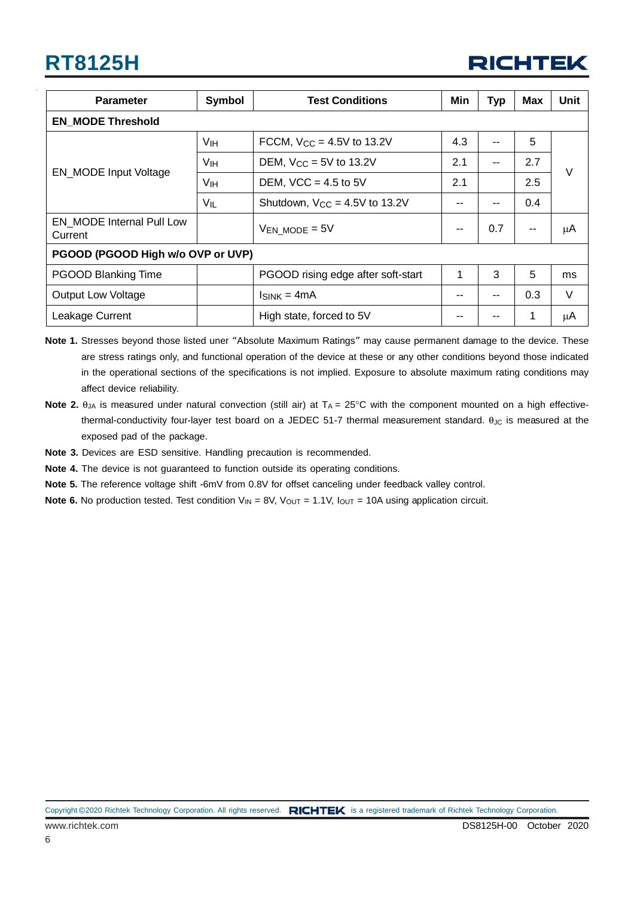| Parameter | Symbol | Test Conditions | Min | Typ | Max | Unit |
|---|---|---|---|---|---|---|
| **EN_MODE Threshold** | | | | | | |
| EN_MODE Input Voltage | $V_{IH}$ | FCCM, $V_{CC}$ = 4.5V to 13.2V | 4.3 | -- | 5 | V |
| | $V_{IH}$ | DEM, $V_{CC}$ = 5V to 13.2V | 2.1 | -- | 2.7 | |
| | $V_{IH}$ | DEM, VCC = 4.5 to 5V | 2.1 | | 2.5 | |
| | $V_{IL}$ | Shutdown, $V_{CC}$ = 4.5V to 13.2V | -- | -- | 0.4 | |
| EN_MODE Internal Pull Low Current | | $V_{EN\_MODE}$ = 5V | -- | 0.7 | -- | μA |
| **PGOOD (PGOOD High w/o OVP or UVP)** | | | | | | |
| PGOOD Blanking Time | | PGOOD rising edge after soft-start | 1 | 3 | 5 | ms |
| Output Low Voltage | | $I_{SINK}$ = 4mA | -- | -- | 0.3 | V |
| Leakage Current | | High state, forced to 5V | -- | -- | 1 | μA |

**Note 1.** Stresses beyond those listed uner "Absolute Maximum Ratings" may cause permanent damage to the device. These are stress ratings only, and functional operation of the device at these or any other conditions beyond those indicated in the operational sections of the specifications is not implied. Exposure to absolute maximum rating conditions may affect device reliability.

**Note 2.** $\theta_{JA}$ is measured under natural convection (still air) at $T_A$ = 25°C with the component mounted on a high effective-thermal-conductivity four-layer test board on a JEDEC 51-7 thermal measurement standard. $\theta_{JC}$ is measured at the exposed pad of the package.

**Note 3.** Devices are ESD sensitive. Handling precaution is recommended.

**Note 4.** The device is not guaranteed to function outside its operating conditions.

**Note 5.** The reference voltage shift -6mV from 0.8V for offset canceling under feedback valley control.

**Note 6.** No production tested. Test condition $V_{IN}$ = 8V, $V_{OUT}$ = 1.1V, $I_{OUT}$ = 10A using application circuit.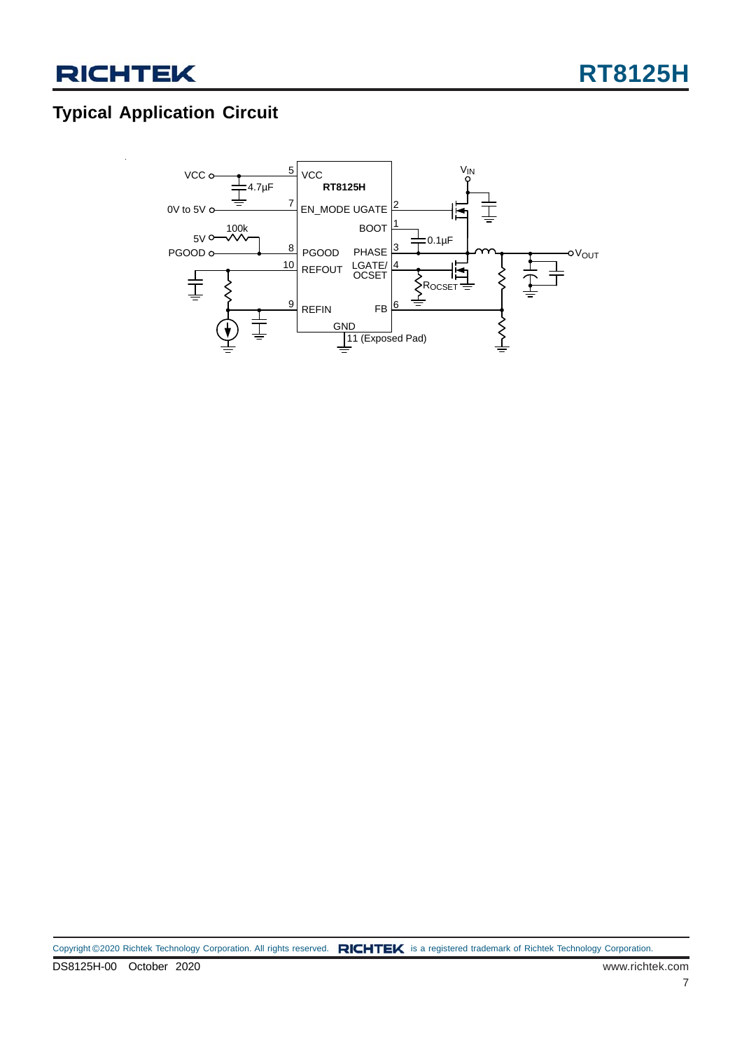## Typical Application Circuit

VCC
4.7µF
0V to 5V
100k
5V
PGOOD

5 VCC
RT8125H
7 EN_MODE
UGATE 2
BOOT 1
8 PGOOD
PHASE 3
10 REFOUT
LGATE/ OCSET 4
9 REFIN
FB 6
GND
11 (Exposed Pad)

$V_{IN}$
0.1µF
$R_{OCSET}$
$V_{OUT}$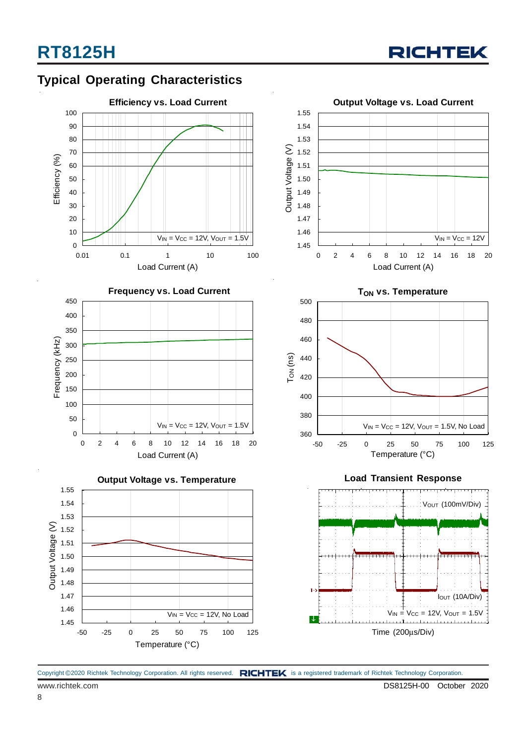## Typical Operating Characteristics

**Efficiency vs. Load Current**

Efficiency (%) vs. Load Current (A); $V_{IN} = V_{CC} = 12V$, $V_{OUT} = 1.5V$

**Output Voltage vs. Load Current**

Output Voltage (V) vs. Load Current (A); $V_{IN} = V_{CC} = 12V$

**Frequency vs. Load Current**

Frequency (kHz) vs. Load Current (A); $V_{IN} = V_{CC} = 12V$, $V_{OUT} = 1.5V$

**$T_{ON}$ vs. Temperature**

$T_{ON}$ (ns) vs. Temperature (°C); $V_{IN} = V_{CC} = 12V$, $V_{OUT} = 1.5V$, No Load

**Output Voltage vs. Temperature**

Output Voltage (V) vs. Temperature (°C); $V_{IN} = V_{CC} = 12V$, No Load

**Load Transient Response**

$V_{OUT}$ (100mV/Div); $I_{OUT}$ (10A/Div); $V_{IN} = V_{CC} = 12V$, $V_{OUT} = 1.5V$; Time (200μs/Div)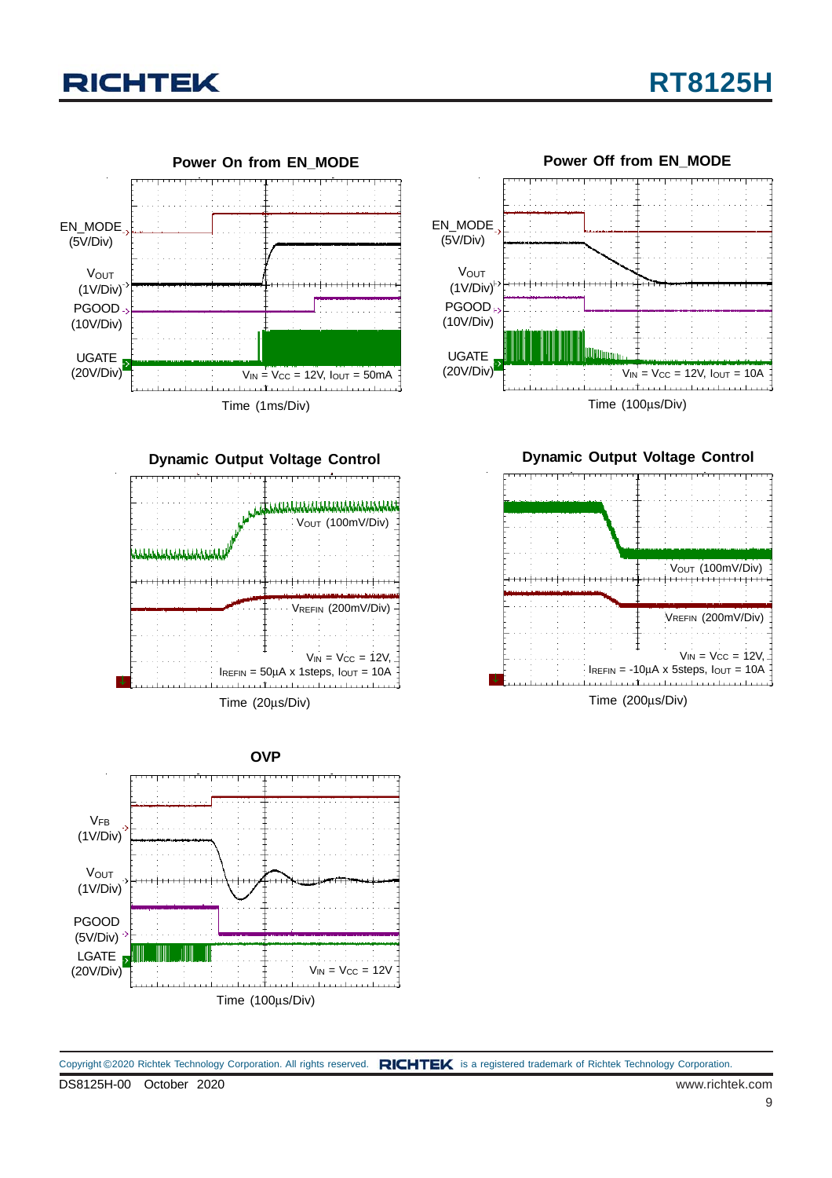**Power On from EN_MODE**

EN_MODE (5V/Div)

$V_{OUT}$ (1V/Div)

PGOOD (10V/Div)

UGATE (20V/Div)

$V_{IN}$ = $V_{CC}$ = 12V, $I_{OUT}$ = 50mA

Time (1ms/Div)

**Power Off from EN_MODE**

EN_MODE (5V/Div)

$V_{OUT}$ (1V/Div)

PGOOD (10V/Div)

UGATE (20V/Div)

$V_{IN}$ = $V_{CC}$ = 12V, $I_{OUT}$ = 10A

Time (100μs/Div)

**Dynamic Output Voltage Control**

$V_{OUT}$ (100mV/Div)

$V_{REFIN}$ (200mV/Div)

$V_{IN}$ = $V_{CC}$ = 12V, $I_{REFIN}$ = 50μA x 1steps, $I_{OUT}$ = 10A

Time (20μs/Div)

**Dynamic Output Voltage Control**

$V_{OUT}$ (100mV/Div)

$V_{REFIN}$ (200mV/Div)

$V_{IN}$ = $V_{CC}$ = 12V, $I_{REFIN}$ = -10μA x 5steps, $I_{OUT}$ = 10A

Time (200μs/Div)

**OVP**

$V_{FB}$ (1V/Div)

$V_{OUT}$ (1V/Div)

PGOOD (5V/Div)

LGATE (20V/Div)

$V_{IN}$ = $V_{CC}$ = 12V

Time (100μs/Div)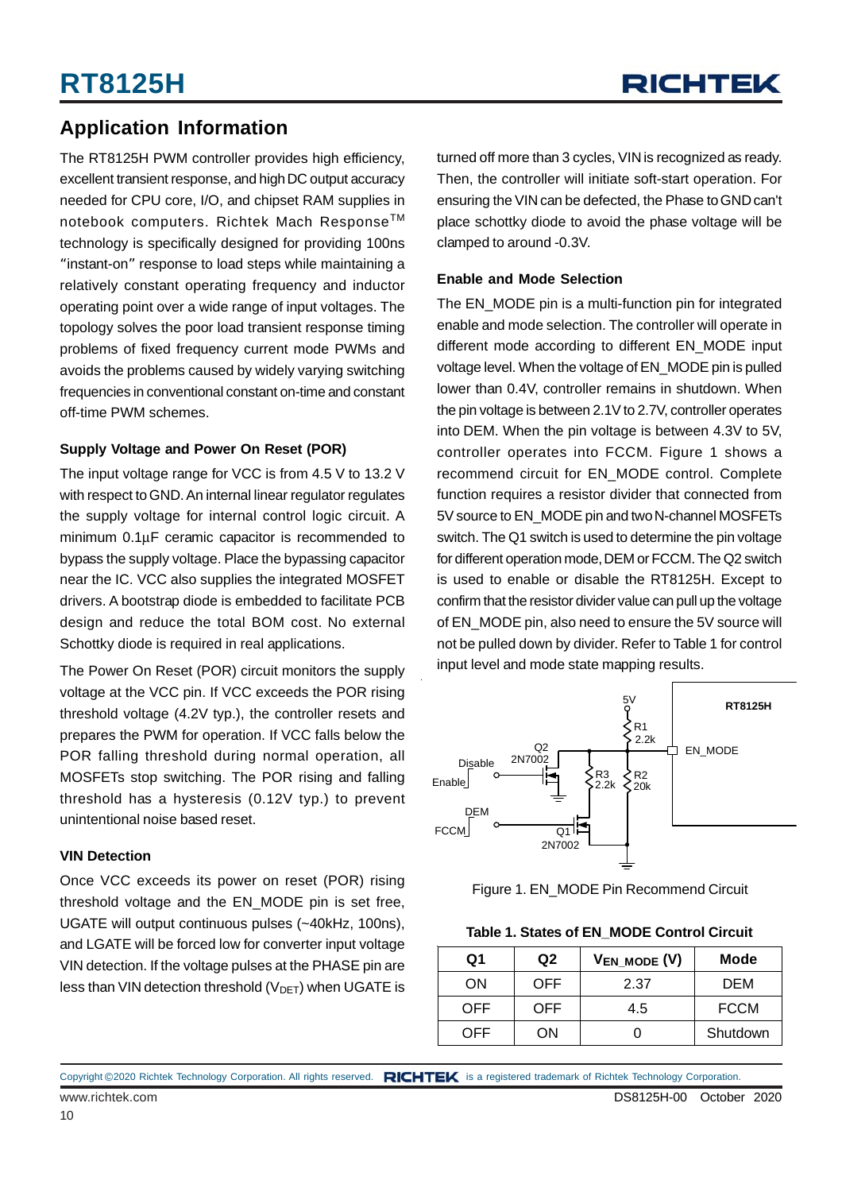## Application Information

The RT8125H PWM controller provides high efficiency, excellent transient response, and high DC output accuracy needed for CPU core, I/O, and chipset RAM supplies in notebook computers. Richtek Mach Response™ technology is specifically designed for providing 100ns "instant-on" response to load steps while maintaining a relatively constant operating frequency and inductor operating point over a wide range of input voltages. The topology solves the poor load transient response timing problems of fixed frequency current mode PWMs and avoids the problems caused by widely varying switching frequencies in conventional constant on-time and constant off-time PWM schemes.

### Supply Voltage and Power On Reset (POR)

The input voltage range for VCC is from 4.5 V to 13.2 V with respect to GND. An internal linear regulator regulates the supply voltage for internal control logic circuit. A minimum 0.1μF ceramic capacitor is recommended to bypass the supply voltage. Place the bypassing capacitor near the IC. VCC also supplies the integrated MOSFET drivers. A bootstrap diode is embedded to facilitate PCB design and reduce the total BOM cost. No external Schottky diode is required in real applications.

The Power On Reset (POR) circuit monitors the supply voltage at the VCC pin. If VCC exceeds the POR rising threshold voltage (4.2V typ.), the controller resets and prepares the PWM for operation. If VCC falls below the POR falling threshold during normal operation, all MOSFETs stop switching. The POR rising and falling threshold has a hysteresis (0.12V typ.) to prevent unintentional noise based reset.

### VIN Detection

Once VCC exceeds its power on reset (POR) rising threshold voltage and the EN_MODE pin is set free, UGATE will output continuous pulses (~40kHz, 100ns), and LGATE will be forced low for converter input voltage VIN detection. If the voltage pulses at the PHASE pin are less than VIN detection threshold ($V_{DET}$) when UGATE is turned off more than 3 cycles, VIN is recognized as ready. Then, the controller will initiate soft-start operation. For ensuring the VIN can be defected, the Phase to GND can't place schottky diode to avoid the phase voltage will be clamped to around -0.3V.

### Enable and Mode Selection

The EN_MODE pin is a multi-function pin for integrated enable and mode selection. The controller will operate in different mode according to different EN_MODE input voltage level. When the voltage of EN_MODE pin is pulled lower than 0.4V, controller remains in shutdown. When the pin voltage is between 2.1V to 2.7V, controller operates into DEM. When the pin voltage is between 4.3V to 5V, controller operates into FCCM. Figure 1 shows a recommend circuit for EN_MODE control. Complete function requires a resistor divider that connected from 5V source to EN_MODE pin and two N-channel MOSFETs switch. The Q1 switch is used to determine the pin voltage for different operation mode, DEM or FCCM. The Q2 switch is used to enable or disable the RT8125H. Except to confirm that the resistor divider value can pull up the voltage of EN_MODE pin, also need to ensure the 5V source will not be pulled down by divider. Refer to Table 1 for control input level and mode state mapping results.

Figure 1. EN_MODE Pin Recommend Circuit

Table 1. States of EN_MODE Control Circuit

| Q1 | Q2 | $V_{EN\_MODE}$ (V) | Mode |
|---|---|---|---|
| ON | OFF | 2.37 | DEM |
| OFF | OFF | 4.5 | FCCM |
| OFF | ON | 0 | Shutdown |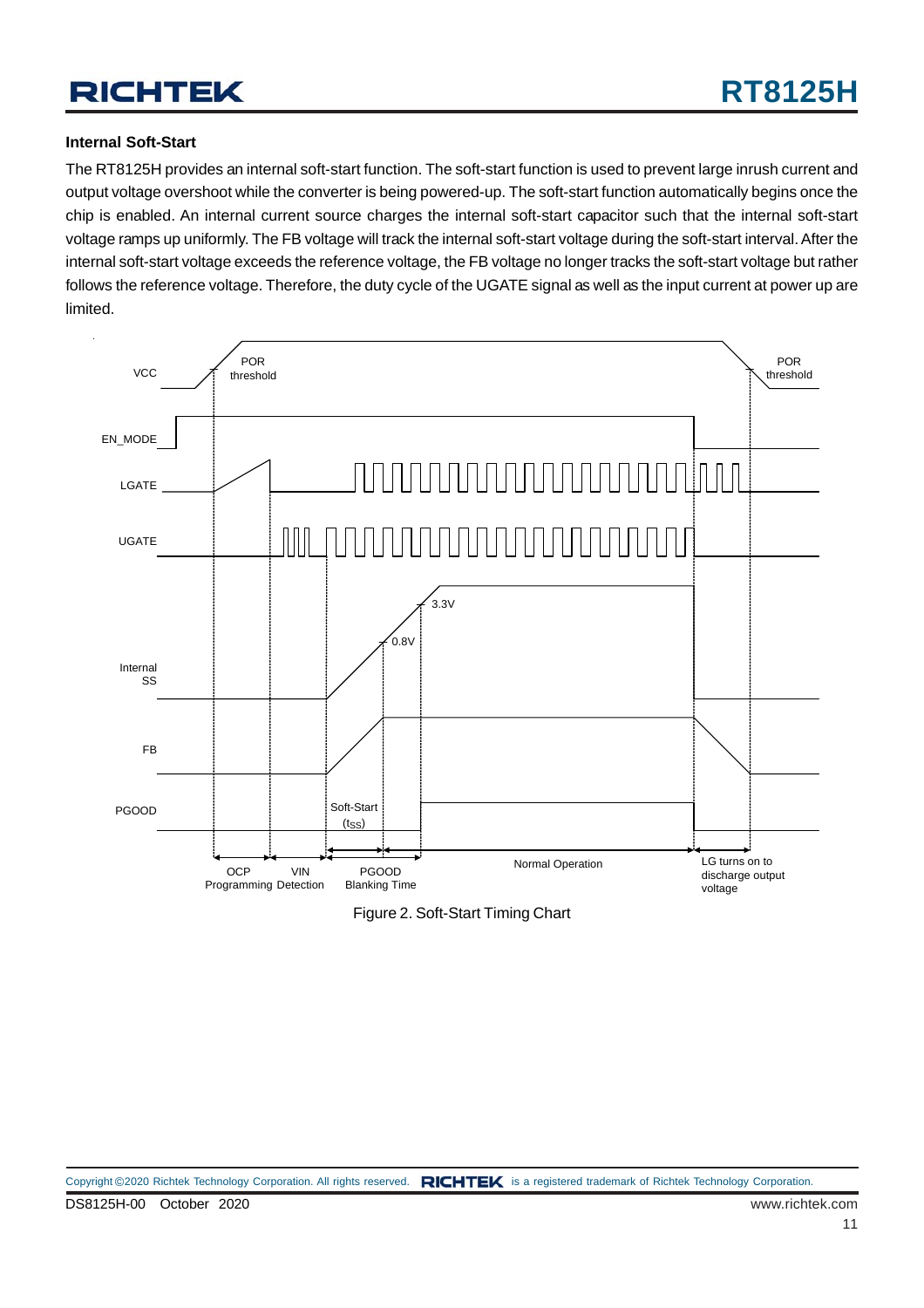### Internal Soft-Start

The RT8125H provides an internal soft-start function. The soft-start function is used to prevent large inrush current and output voltage overshoot while the converter is being powered-up. The soft-start function automatically begins once the chip is enabled. An internal current source charges the internal soft-start capacitor such that the internal soft-start voltage ramps up uniformly. The FB voltage will track the internal soft-start voltage during the soft-start interval. After the internal soft-start voltage exceeds the reference voltage, the FB voltage no longer tracks the soft-start voltage but rather follows the reference voltage. Therefore, the duty cycle of the UGATE signal as well as the input current at power up are limited.

Figure 2. Soft-Start Timing Chart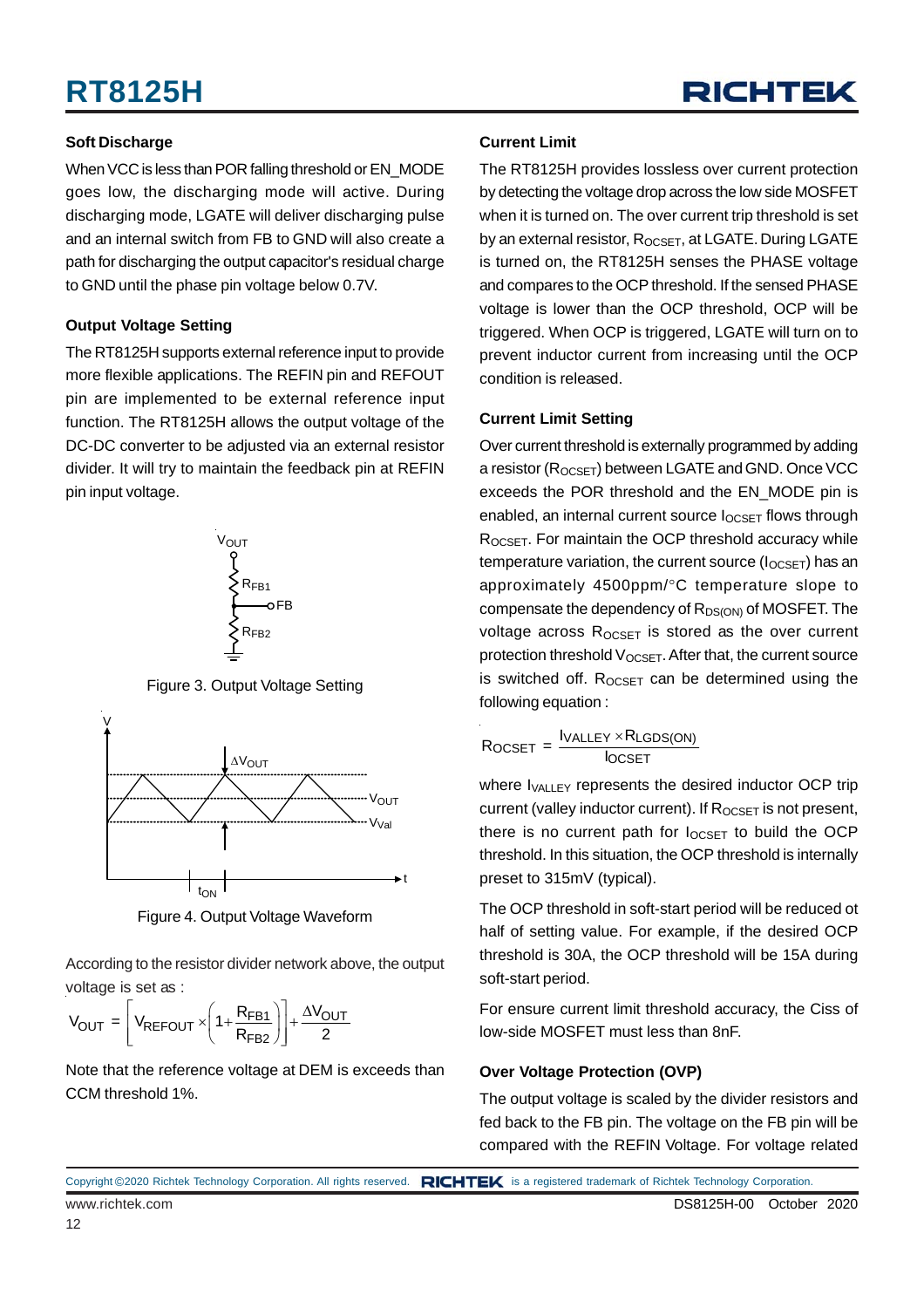### Soft Discharge

When VCC is less than POR falling threshold or EN_MODE goes low, the discharging mode will active. During discharging mode, LGATE will deliver discharging pulse and an internal switch from FB to GND will also create a path for discharging the output capacitor's residual charge to GND until the phase pin voltage below 0.7V.

### Output Voltage Setting

The RT8125H supports external reference input to provide more flexible applications. The REFIN pin and REFOUT pin are implemented to be external reference input function. The RT8125H allows the output voltage of the DC-DC converter to be adjusted via an external resistor divider. It will try to maintain the feedback pin at REFIN pin input voltage.

Figure 3. Output Voltage Setting

Figure 4. Output Voltage Waveform

According to the resistor divider network above, the output voltage is set as :

$$V_{OUT} = \left[V_{REFOUT} \times \left(1 + \frac{R_{FB1}}{R_{FB2}}\right)\right] + \frac{\Delta V_{OUT}}{2}$$

Note that the reference voltage at DEM is exceeds than CCM threshold 1%.

### Current Limit

The RT8125H provides lossless over current protection by detecting the voltage drop across the low side MOSFET when it is turned on. The over current trip threshold is set by an external resistor, $R_{OCSET}$, at LGATE. During LGATE is turned on, the RT8125H senses the PHASE voltage and compares to the OCP threshold. If the sensed PHASE voltage is lower than the OCP threshold, OCP will be triggered. When OCP is triggered, LGATE will turn on to prevent inductor current from increasing until the OCP condition is released.

### Current Limit Setting

Over current threshold is externally programmed by adding a resistor ($R_{OCSET}$) between LGATE and GND. Once VCC exceeds the POR threshold and the EN_MODE pin is enabled, an internal current source $I_{OCSET}$ flows through $R_{OCSET}$. For maintain the OCP threshold accuracy while temperature variation, the current source ($I_{OCSET}$) has an approximately 4500ppm/°C temperature slope to compensate the dependency of $R_{DS(ON)}$ of MOSFET. The voltage across $R_{OCSET}$ is stored as the over current protection threshold $V_{OCSET}$. After that, the current source is switched off. $R_{OCSET}$ can be determined using the following equation :

$$R_{OCSET} = \frac{I_{VALLEY} \times R_{LGDS(ON)}}{I_{OCSET}}$$

where $I_{VALLEY}$ represents the desired inductor OCP trip current (valley inductor current). If $R_{OCSET}$ is not present, there is no current path for $I_{OCSET}$ to build the OCP threshold. In this situation, the OCP threshold is internally preset to 315mV (typical).

The OCP threshold in soft-start period will be reduced ot half of setting value. For example, if the desired OCP threshold is 30A, the OCP threshold will be 15A during soft-start period.

For ensure current limit threshold accuracy, the Ciss of low-side MOSFET must less than 8nF.

### Over Voltage Protection (OVP)

The output voltage is scaled by the divider resistors and fed back to the FB pin. The voltage on the FB pin will be compared with the REFIN Voltage. For voltage related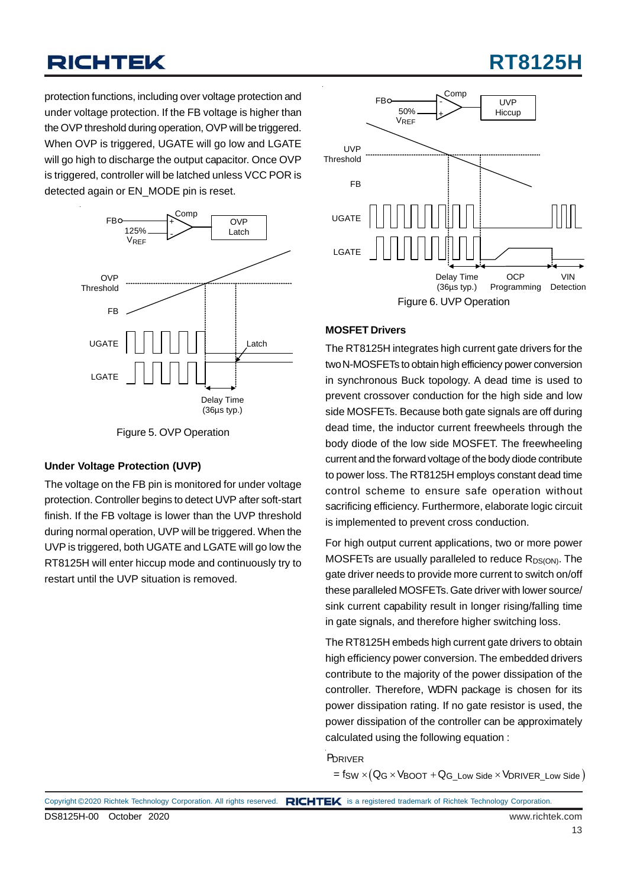protection functions, including over voltage protection and under voltage protection. If the FB voltage is higher than the OVP threshold during operation, OVP will be triggered. When OVP is triggered, UGATE will go low and LGATE will go high to discharge the output capacitor. Once OVP is triggered, controller will be latched unless VCC POR is detected again or EN_MODE pin is reset.

Figure 5. OVP Operation

### Under Voltage Protection (UVP)

The voltage on the FB pin is monitored for under voltage protection. Controller begins to detect UVP after soft-start finish. If the FB voltage is lower than the UVP threshold during normal operation, UVP will be triggered. When the UVP is triggered, both UGATE and LGATE will go low the RT8125H will enter hiccup mode and continuously try to restart until the UVP situation is removed.

Figure 6. UVP Operation

### MOSFET Drivers

The RT8125H integrates high current gate drivers for the two N-MOSFETs to obtain high efficiency power conversion in synchronous Buck topology. A dead time is used to prevent crossover conduction for the high side and low side MOSFETs. Because both gate signals are off during dead time, the inductor current freewheels through the body diode of the low side MOSFET. The freewheeling current and the forward voltage of the body diode contribute to power loss. The RT8125H employs constant dead time control scheme to ensure safe operation without sacrificing efficiency. Furthermore, elaborate logic circuit is implemented to prevent cross conduction.

For high output current applications, two or more power MOSFETs are usually paralleled to reduce $R_{DS(ON)}$. The gate driver needs to provide more current to switch on/off these paralleled MOSFETs. Gate driver with lower source/sink current capability result in longer rising/falling time in gate signals, and therefore higher switching loss.

The RT8125H embeds high current gate drivers to obtain high efficiency power conversion. The embedded drivers contribute to the majority of the power dissipation of the controller. Therefore, WDFN package is chosen for its power dissipation rating. If no gate resistor is used, the power dissipation of the controller can be approximately calculated using the following equation :

$$P_{DRIVER} = f_{SW} \times \left(Q_G \times V_{BOOT} + Q_{G\_Low\ Side} \times V_{DRIVER\_Low\ Side}\right)$$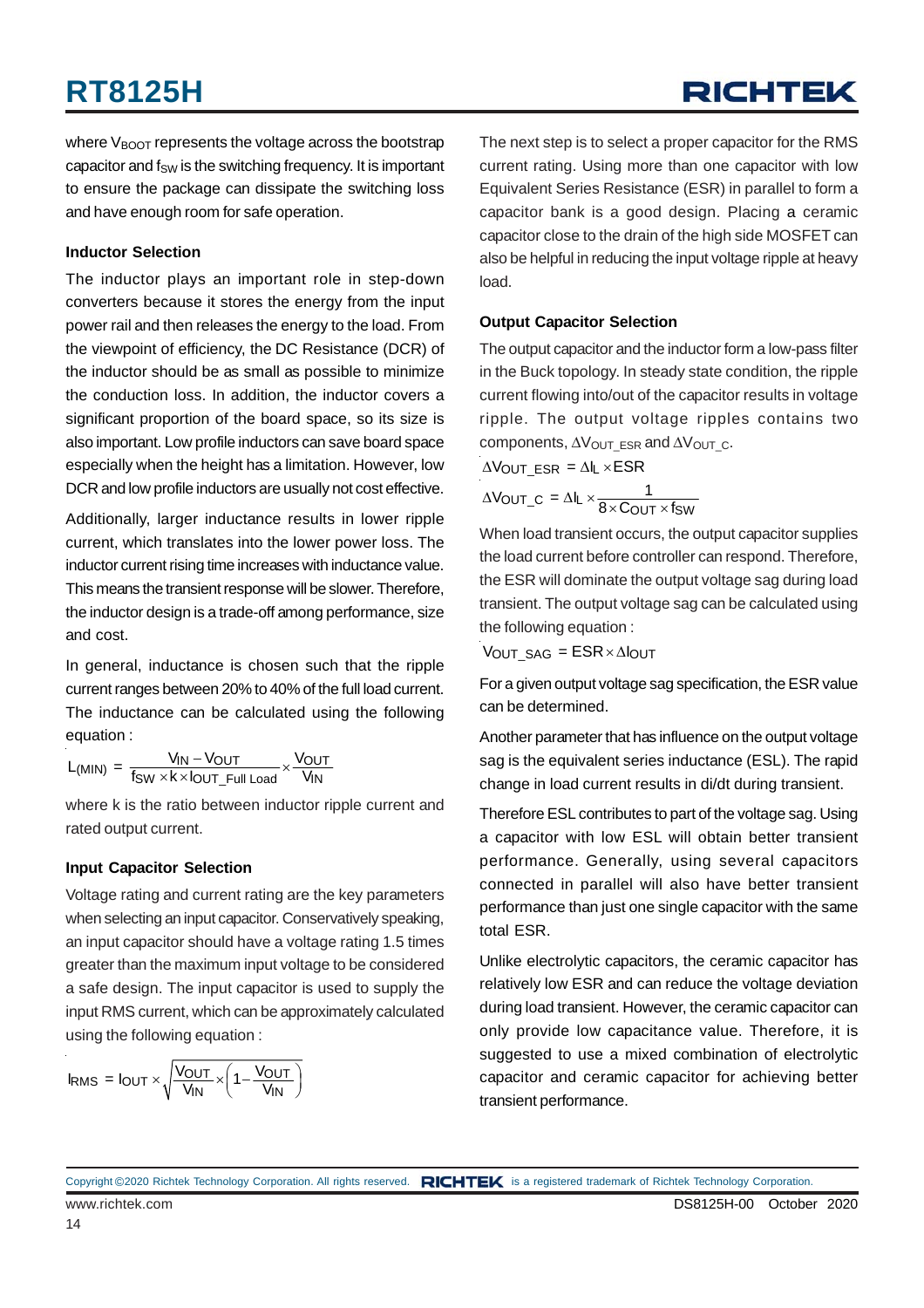where $V_{BOOT}$ represents the voltage across the bootstrap capacitor and $f_{SW}$ is the switching frequency. It is important to ensure the package can dissipate the switching loss and have enough room for safe operation.

**Inductor Selection**

The inductor plays an important role in step-down converters because it stores the energy from the input power rail and then releases the energy to the load. From the viewpoint of efficiency, the DC Resistance (DCR) of the inductor should be as small as possible to minimize the conduction loss. In addition, the inductor covers a significant proportion of the board space, so its size is also important. Low profile inductors can save board space especially when the height has a limitation. However, low DCR and low profile inductors are usually not cost effective.

Additionally, larger inductance results in lower ripple current, which translates into the lower power loss. The inductor current rising time increases with inductance value. This means the transient response will be slower. Therefore, the inductor design is a trade-off among performance, size and cost.

In general, inductance is chosen such that the ripple current ranges between 20% to 40% of the full load current. The inductance can be calculated using the following equation :

$$L_{(MIN)} = \frac{V_{IN} - V_{OUT}}{f_{SW} \times k \times I_{OUT\_Full\ Load}} \times \frac{V_{OUT}}{V_{IN}}$$

where k is the ratio between inductor ripple current and rated output current.

**Input Capacitor Selection**

Voltage rating and current rating are the key parameters when selecting an input capacitor. Conservatively speaking, an input capacitor should have a voltage rating 1.5 times greater than the maximum input voltage to be considered a safe design. The input capacitor is used to supply the input RMS current, which can be approximately calculated using the following equation :

$$I_{RMS} = I_{OUT} \times \sqrt{\frac{V_{OUT}}{V_{IN}} \times \left(1 - \frac{V_{OUT}}{V_{IN}}\right)}$$

The next step is to select a proper capacitor for the RMS current rating. Using more than one capacitor with low Equivalent Series Resistance (ESR) in parallel to form a capacitor bank is a good design. Placing a ceramic capacitor close to the drain of the high side MOSFET can also be helpful in reducing the input voltage ripple at heavy load.

**Output Capacitor Selection**

The output capacitor and the inductor form a low-pass filter in the Buck topology. In steady state condition, the ripple current flowing into/out of the capacitor results in voltage ripple. The output voltage ripples contains two components, $\Delta V_{OUT\_ESR}$ and $\Delta V_{OUT\_C}$.

$$\Delta V_{OUT\_ESR} = \Delta I_L \times ESR$$

$$\Delta V_{OUT\_C} = \Delta I_L \times \frac{1}{8 \times C_{OUT} \times f_{SW}}$$

When load transient occurs, the output capacitor supplies the load current before controller can respond. Therefore, the ESR will dominate the output voltage sag during load transient. The output voltage sag can be calculated using the following equation :

$$V_{OUT\_SAG} = ESR \times \Delta I_{OUT}$$

For a given output voltage sag specification, the ESR value can be determined.

Another parameter that has influence on the output voltage sag is the equivalent series inductance (ESL). The rapid change in load current results in di/dt during transient.

Therefore ESL contributes to part of the voltage sag. Using a capacitor with low ESL will obtain better transient performance. Generally, using several capacitors connected in parallel will also have better transient performance than just one single capacitor with the same total ESR.

Unlike electrolytic capacitors, the ceramic capacitor has relatively low ESR and can reduce the voltage deviation during load transient. However, the ceramic capacitor can only provide low capacitance value. Therefore, it is suggested to use a mixed combination of electrolytic capacitor and ceramic capacitor for achieving better transient performance.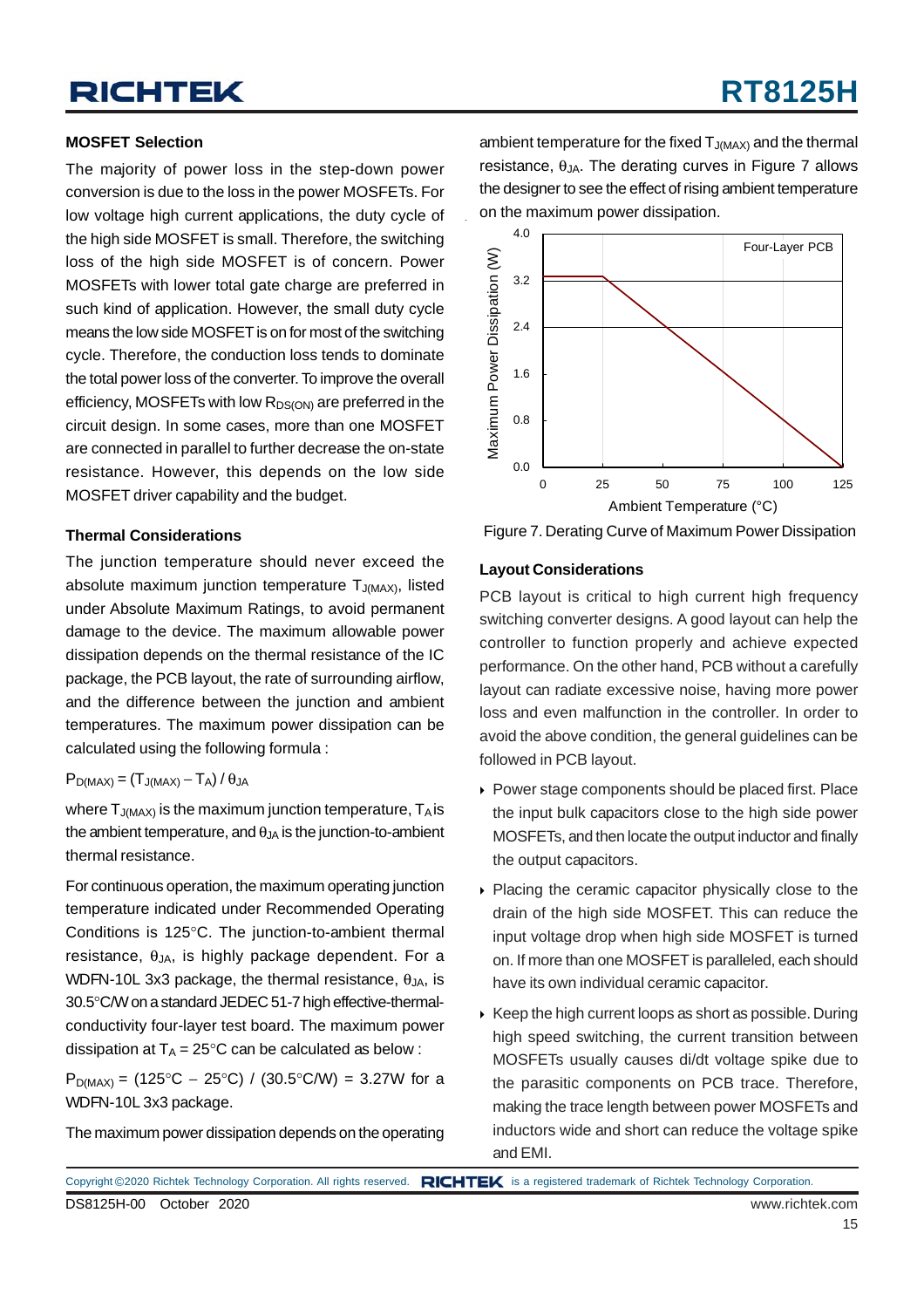### MOSFET Selection

The majority of power loss in the step-down power conversion is due to the loss in the power MOSFETs. For low voltage high current applications, the duty cycle of the high side MOSFET is small. Therefore, the switching loss of the high side MOSFET is of concern. Power MOSFETs with lower total gate charge are preferred in such kind of application. However, the small duty cycle means the low side MOSFET is on for most of the switching cycle. Therefore, the conduction loss tends to dominate the total power loss of the converter. To improve the overall efficiency, MOSFETs with low $R_{DS(ON)}$ are preferred in the circuit design. In some cases, more than one MOSFET are connected in parallel to further decrease the on-state resistance. However, this depends on the low side MOSFET driver capability and the budget.

### Thermal Considerations

The junction temperature should never exceed the absolute maximum junction temperature $T_{J(MAX)}$, listed under Absolute Maximum Ratings, to avoid permanent damage to the device. The maximum allowable power dissipation depends on the thermal resistance of the IC package, the PCB layout, the rate of surrounding airflow, and the difference between the junction and ambient temperatures. The maximum power dissipation can be calculated using the following formula :

$$P_{D(MAX)} = (T_{J(MAX)} - T_A) / \theta_{JA}$$

where $T_{J(MAX)}$ is the maximum junction temperature, $T_A$ is the ambient temperature, and $\theta_{JA}$ is the junction-to-ambient thermal resistance.

For continuous operation, the maximum operating junction temperature indicated under Recommended Operating Conditions is 125°C. The junction-to-ambient thermal resistance, $\theta_{JA}$, is highly package dependent. For a WDFN-10L 3x3 package, the thermal resistance, $\theta_{JA}$, is 30.5°C/W on a standard JEDEC 51-7 high effective-thermal-conductivity four-layer test board. The maximum power dissipation at $T_A$ = 25°C can be calculated as below :

$P_{D(MAX)}$ = (125°C − 25°C) / (30.5°C/W) = 3.27W for a WDFN-10L 3x3 package.

The maximum power dissipation depends on the operating ambient temperature for the fixed $T_{J(MAX)}$ and the thermal resistance, $\theta_{JA}$. The derating curves in Figure 7 allows the designer to see the effect of rising ambient temperature on the maximum power dissipation.

Figure 7. Derating Curve of Maximum Power Dissipation

### Layout Considerations

PCB layout is critical to high current high frequency switching converter designs. A good layout can help the controller to function properly and achieve expected performance. On the other hand, PCB without a carefully layout can radiate excessive noise, having more power loss and even malfunction in the controller. In order to avoid the above condition, the general guidelines can be followed in PCB layout.

- Power stage components should be placed first. Place the input bulk capacitors close to the high side power MOSFETs, and then locate the output inductor and finally the output capacitors.
- Placing the ceramic capacitor physically close to the drain of the high side MOSFET. This can reduce the input voltage drop when high side MOSFET is turned on. If more than one MOSFET is paralleled, each should have its own individual ceramic capacitor.
- Keep the high current loops as short as possible. During high speed switching, the current transition between MOSFETs usually causes di/dt voltage spike due to the parasitic components on PCB trace. Therefore, making the trace length between power MOSFETs and inductors wide and short can reduce the voltage spike and EMI.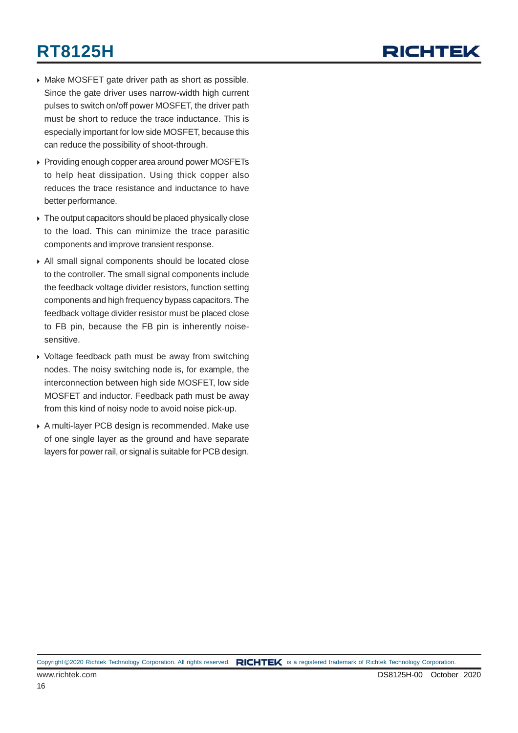- Make MOSFET gate driver path as short as possible. Since the gate driver uses narrow-width high current pulses to switch on/off power MOSFET, the driver path must be short to reduce the trace inductance. This is especially important for low side MOSFET, because this can reduce the possibility of shoot-through.
- Providing enough copper area around power MOSFETs to help heat dissipation. Using thick copper also reduces the trace resistance and inductance to have better performance.
- The output capacitors should be placed physically close to the load. This can minimize the trace parasitic components and improve transient response.
- All small signal components should be located close to the controller. The small signal components include the feedback voltage divider resistors, function setting components and high frequency bypass capacitors. The feedback voltage divider resistor must be placed close to FB pin, because the FB pin is inherently noise-sensitive.
- Voltage feedback path must be away from switching nodes. The noisy switching node is, for example, the interconnection between high side MOSFET, low side MOSFET and inductor. Feedback path must be away from this kind of noisy node to avoid noise pick-up.
- A multi-layer PCB design is recommended. Make use of one single layer as the ground and have separate layers for power rail, or signal is suitable for PCB design.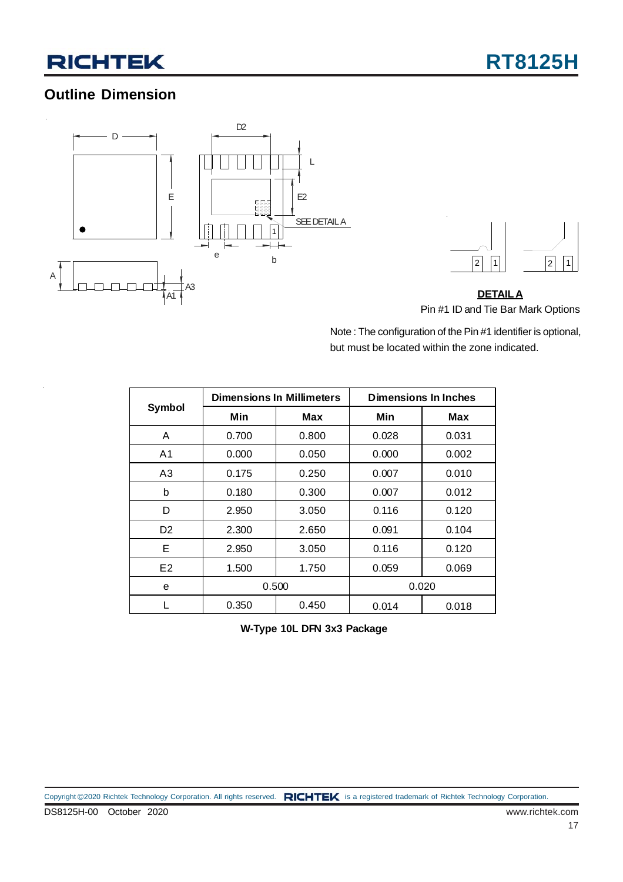## Outline Dimension

**DETAIL A**

Pin #1 ID and Tie Bar Mark Options

Note : The configuration of the Pin #1 identifier is optional, but must be located within the zone indicated.

| Symbol | Dimensions In Millimeters | | Dimensions In Inches | |
|---|---|---|---|---|
| | Min | Max | Min | Max |
| A | 0.700 | 0.800 | 0.028 | 0.031 |
| A1 | 0.000 | 0.050 | 0.000 | 0.002 |
| A3 | 0.175 | 0.250 | 0.007 | 0.010 |
| b | 0.180 | 0.300 | 0.007 | 0.012 |
| D | 2.950 | 3.050 | 0.116 | 0.120 |
| D2 | 2.300 | 2.650 | 0.091 | 0.104 |
| E | 2.950 | 3.050 | 0.116 | 0.120 |
| E2 | 1.500 | 1.750 | 0.059 | 0.069 |
| e | 0.500 | | 0.020 | |
| L | 0.350 | 0.450 | 0.014 | 0.018 |

**W-Type 10L DFN 3x3 Package**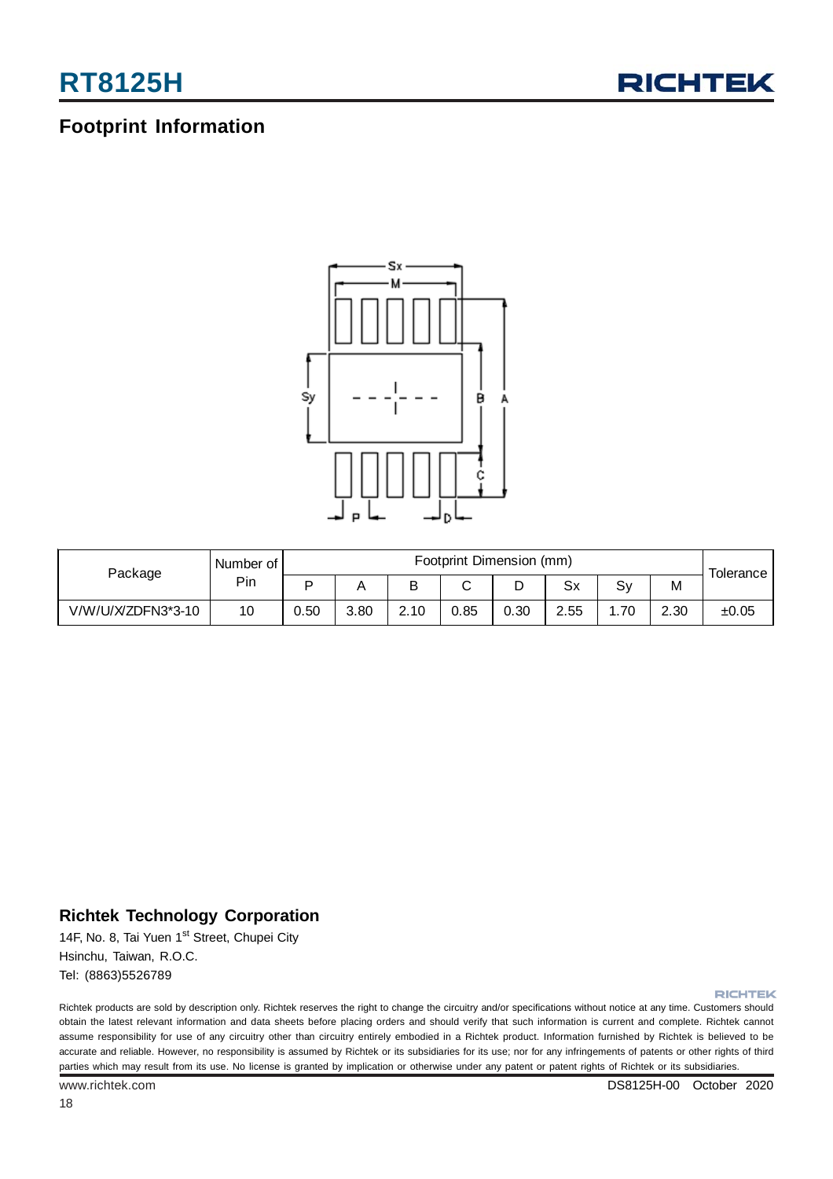## Footprint Information

Sx
M
Sy
B
A
C
P
D

| Package | Number of Pin | Footprint Dimension (mm) | | | | | | | | Tolerance |
|---|---|---|---|---|---|---|---|---|---|---|
| | | P | A | B | C | D | Sx | Sy | M | |
| V/W/U/X/ZDFN3*3-10 | 10 | 0.50 | 3.80 | 2.10 | 0.85 | 0.30 | 2.55 | 1.70 | 2.30 | ±0.05 |

**Richtek Technology Corporation**

14F, No. 8, Tai Yuen 1st Street, Chupei City

Hsinchu, Taiwan, R.O.C.

Tel: (8863)5526789

Richtek products are sold by description only. Richtek reserves the right to change the circuitry and/or specifications without notice at any time. Customers should obtain the latest relevant information and data sheets before placing orders and should verify that such information is current and complete. Richtek cannot assume responsibility for use of any circuitry other than circuitry entirely embodied in a Richtek product. Information furnished by Richtek is believed to be accurate and reliable. However, no responsibility is assumed by Richtek or its subsidiaries for its use; nor for any infringements of patents or other rights of third parties which may result from its use. No license is granted by implication or otherwise under any patent or patent rights of Richtek or its subsidiaries.